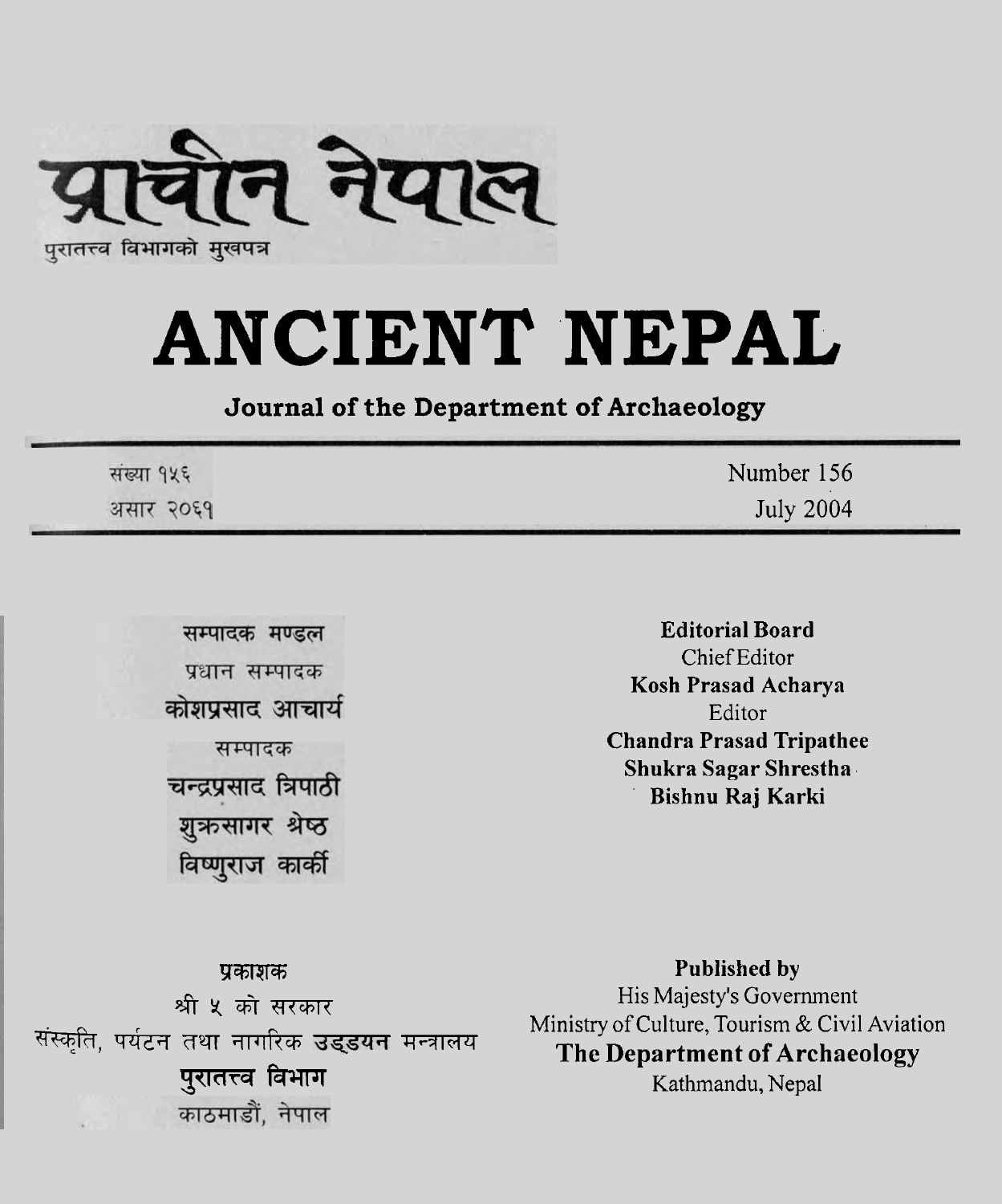# प्राचीन नेपाल

पुरातत्त्व विभागको मुखपत्र

# ANCIENT NEPAL

**Journal of the Department of Archaeology**

संख्या १५६
असार २०६१

Number 156
July 2004

**सम्पादक मण्डल**

प्रधान सम्पादक
**कोशप्रसाद आचार्य**

सम्पादक
**चन्द्रप्रसाद त्रिपाठी**
**शुक्रसागर श्रेष्ठ**
**विष्णुराज कार्की**

**Editorial Board**

Chief Editor
**Kosh Prasad Acharya**

Editor
**Chandra Prasad Tripathee**
**Shukra Sagar Shrestha**
**Bishnu Raj Karki**

**प्रकाशक**

श्री ५ को सरकार
संस्कृति, पर्यटन तथा नागरिक **उड्डयन** मन्त्रालय
**पुरातत्त्व विभाग**
काठमाडौं, नेपाल

**Published by**

His Majesty's Government
Ministry of Culture, Tourism & Civil Aviation
**The Department of Archaeology**
Kathmandu, Nepal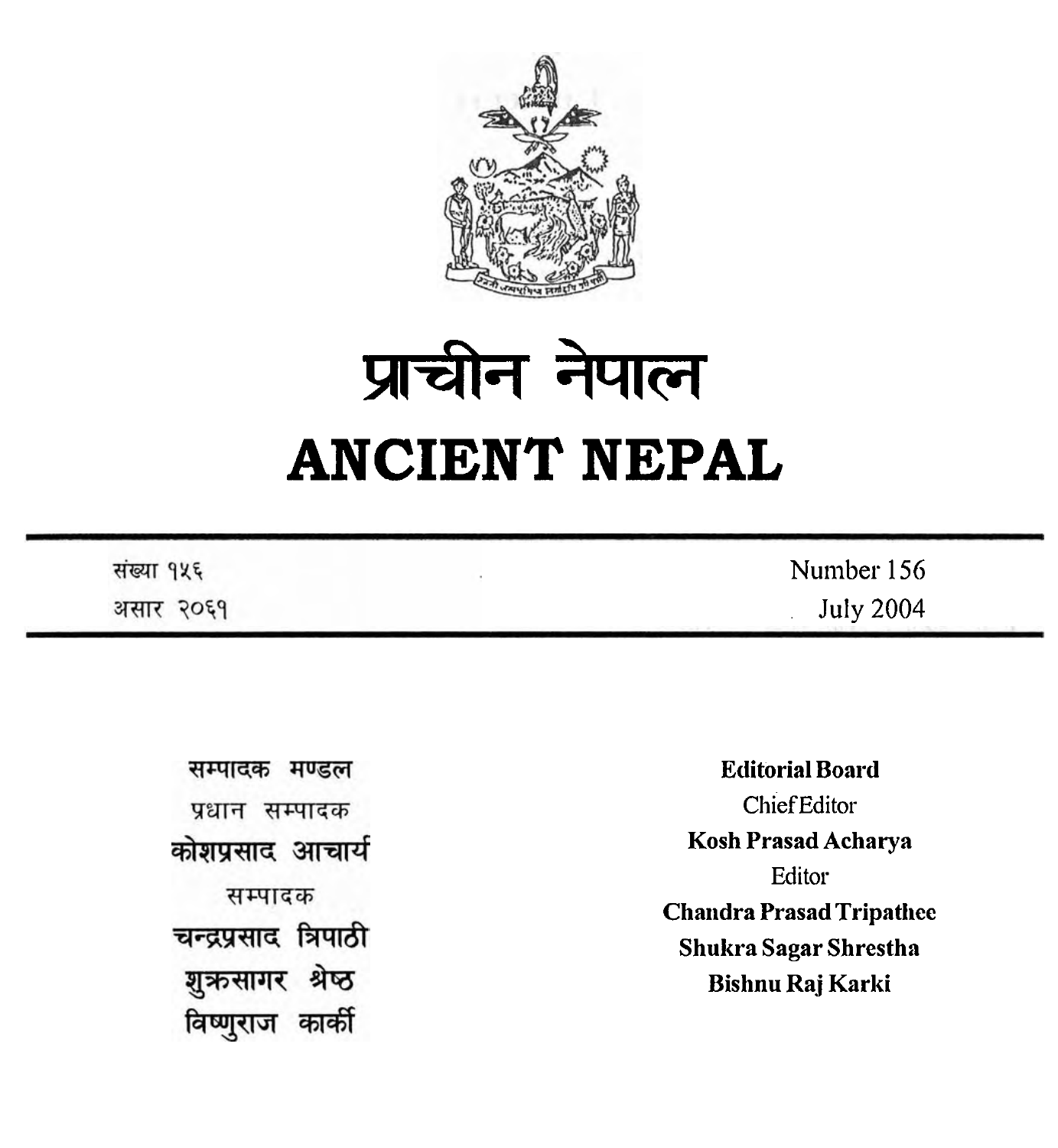# प्राचीन नेपाल

# ANCIENT NEPAL

संख्या १५६
असार २०६१

Number 156
July 2004

सम्पादक मण्डल

प्रधान सम्पादक

**कोशप्रसाद आचार्य**

सम्पादक

**चन्द्रप्रसाद त्रिपाठी**

**शुक्रसागर श्रेष्ठ**

**विष्णुराज कार्की**

**Editorial Board**

Chief Editor

**Kosh Prasad Acharya**

Editor

**Chandra Prasad Tripathee**

**Shukra Sagar Shrestha**

**Bishnu Raj Karki**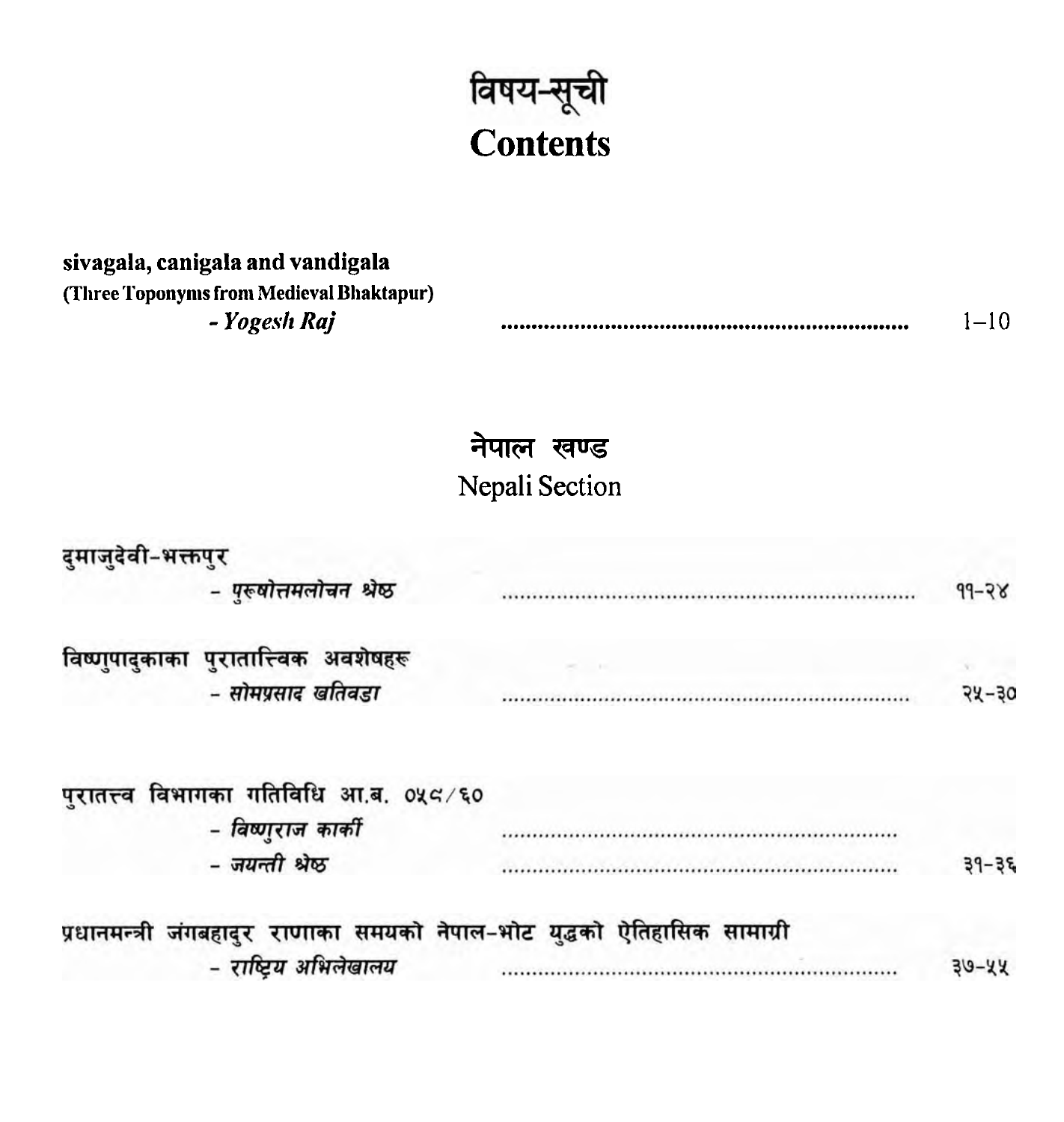# विषय-सूची
# Contents

**sivagala, canigala and vandigala**
**(Three Toponyms from Medieval Bhaktapur)**
***- Yogesh Raj*** ........................................................ 1–10

## नेपाल खण्ड
## Nepali Section

दुमाजुदेवी-भक्तपुर
*- पुरूषोत्तमलोचन श्रेष्ठ* ........................................................ ११-२४

विष्णुपादुकाका पुरातात्त्विक अवशेषहरू
*- सोमप्रसाद खतिवडा* ........................................................ २५-३०

पुरातत्त्व विभागका गतिविधि आ.ब. ०५८/६०
*- विष्णुराज कार्की* ........................................................
*- जयन्ती श्रेष्ठ* ........................................................ ३१-३६

प्रधानमन्त्री जंगबहादुर राणाका समयको नेपाल-भोट युद्धको ऐतिहासिक सामाग्री
*- राष्ट्रिय अभिलेखालय* ........................................................ ३७-५५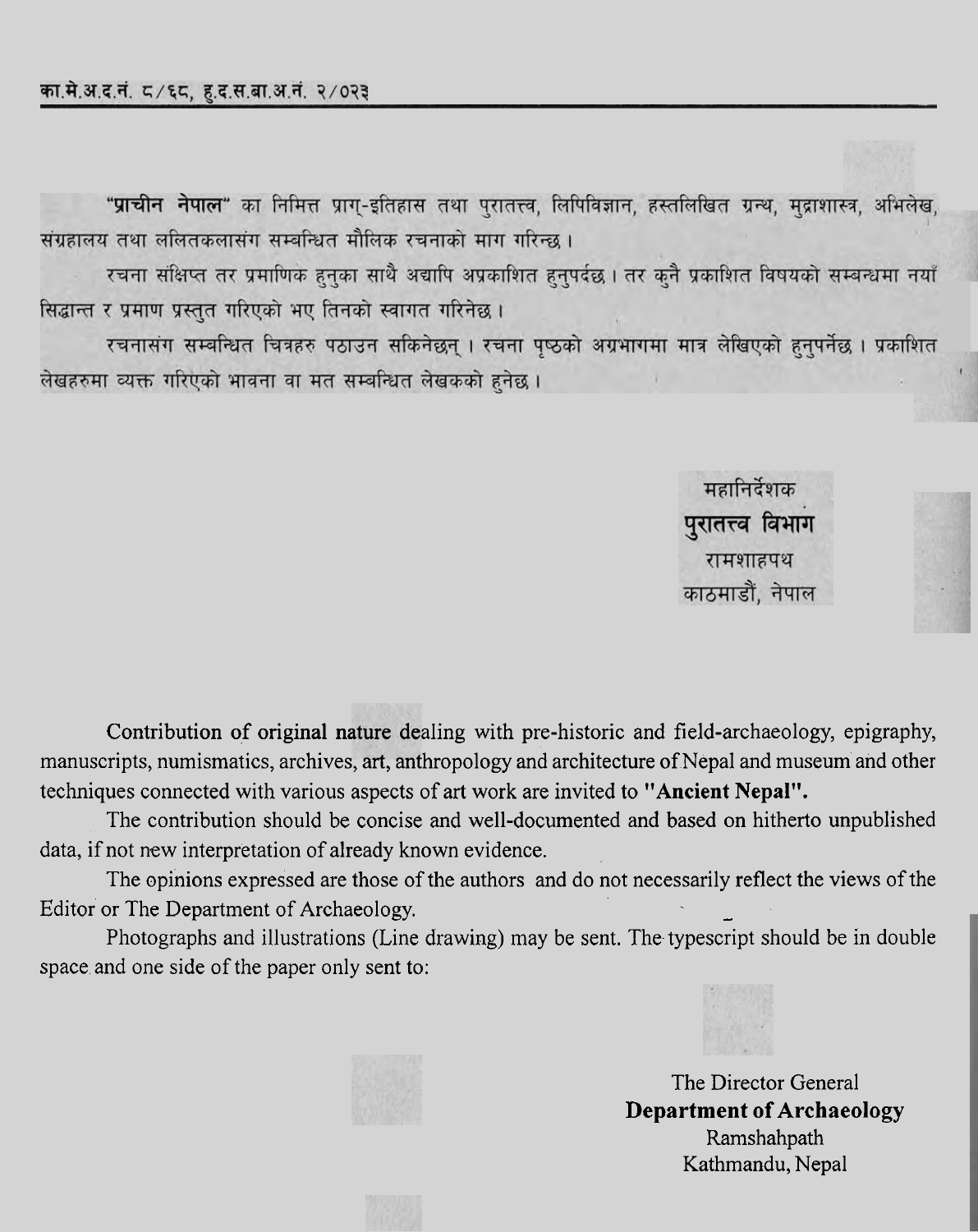का.मे.अ.द.नं. ८/६८, हु.द.स.बा.अ.नं. २/०२३

**"प्राचीन नेपाल"** का निमित्त प्राग्-इतिहास तथा पुरातत्त्व, लिपिविज्ञान, हस्तलिखित ग्रन्थ, मुद्राशास्त्र, अभिलेख, संग्रहालय तथा ललितकलासंग सम्बन्धित मौलिक रचनाको माग गरिन्छ ।

रचना संक्षिप्त तर प्रमाणिक हुनुका साथै अद्यापि अप्रकाशित हुनुपर्दछ । तर कुनै प्रकाशित विषयको सम्बन्धमा नयाँ सिद्धान्त र प्रमाण प्रस्तुत गरिएको भए तिनको स्वागत गरिनेछ ।

रचनासंग सम्बन्धित चित्रहरु पठाउन सकिनेछन् । रचना पृष्ठको अग्रभागमा मात्र लेखिएको हुनुपर्नेछ । प्रकाशित लेखहरुमा व्यक्त गरिएको भावना वा मत सम्बन्धित लेखकको हुनेछ ।

महानिर्देशक
**पुरातत्त्व विभाग**
रामशाहपथ
काठमाडौं, नेपाल

Contribution of original nature dealing with pre-historic and field-archaeology, epigraphy, manuscripts, numismatics, archives, art, anthropology and architecture of Nepal and museum and other techniques connected with various aspects of art work are invited to **"Ancient Nepal".**

The contribution should be concise and well-documented and based on hitherto unpublished data, if not new interpretation of already known evidence.

The opinions expressed are those of the authors and do not necessarily reflect the views of the Editor or The Department of Archaeology.

Photographs and illustrations (Line drawing) may be sent. The typescript should be in double space and one side of the paper only sent to:

The Director General
**Department of Archaeology**
Ramshahpath
Kathmandu, Nepal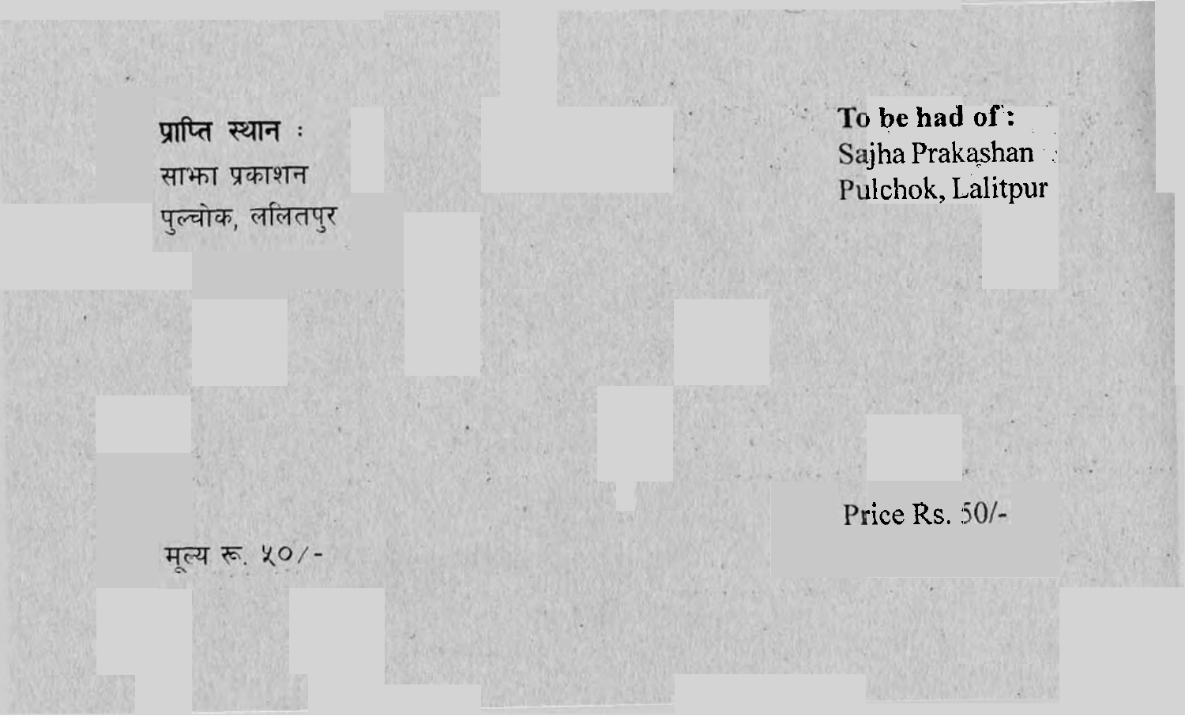**प्राप्ति स्थान :**
साझा प्रकाशन
पुल्चोक, ललितपुर

**To be had of :**
Sajha Prakashan
Pulchok, Lalitpur

मूल्य रू. ५०/-

Price Rs. 50/-